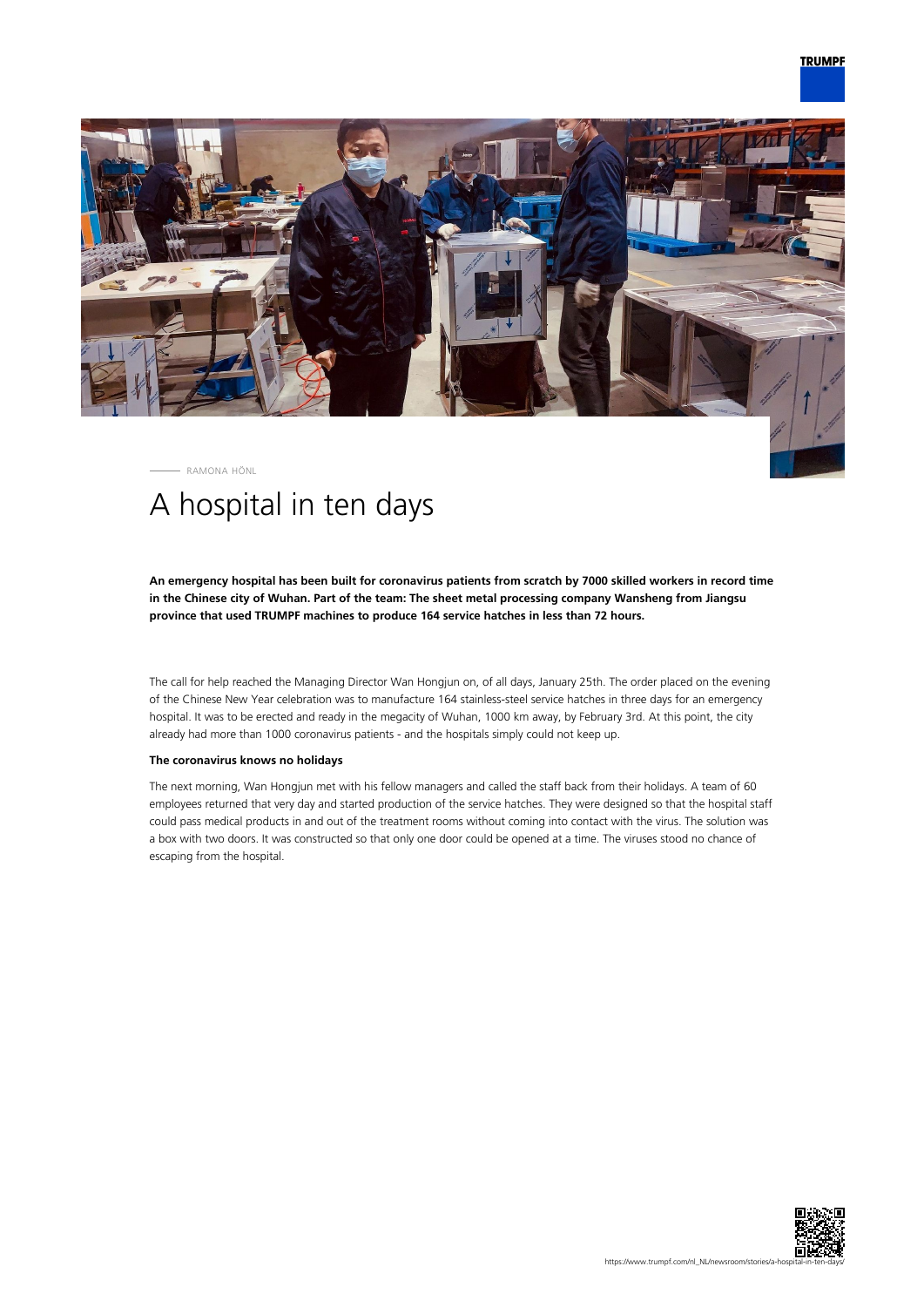RAMONA HÖNL

# A hospital in ten days

**An emergency hospital has been built for coronavirus patients from scratch by 7000 skilled workers in record time in the Chinese city of Wuhan. Part of the team: The sheet metal processing company Wansheng from Jiangsu province that used TRUMPF machines to produce 164 service hatches in less than 72 hours.**

The call for help reached the Managing Director Wan Hongjun on, of all days, January 25th. The order placed on the evening of the Chinese New Year celebration was to manufacture 164 stainless-steel service hatches in three days for an emergency hospital. It was to be erected and ready in the megacity of Wuhan, 1000 km away, by February 3rd. At this point, the city already had more than 1000 coronavirus patients - and the hospitals simply could not keep up.

### The coronavirus knows no holidays

The next morning, Wan Hongjun met with his fellow managers and called the staff back from their holidays. A team of 60 employees returned that very day and started production of the service hatches. They were designed so that the hospital staff could pass medical products in and out of the treatment rooms without coming into contact with the virus. The solution was a box with two doors. It was constructed so that only one door could be opened at a time. The viruses stood no chance of escaping from the hospital.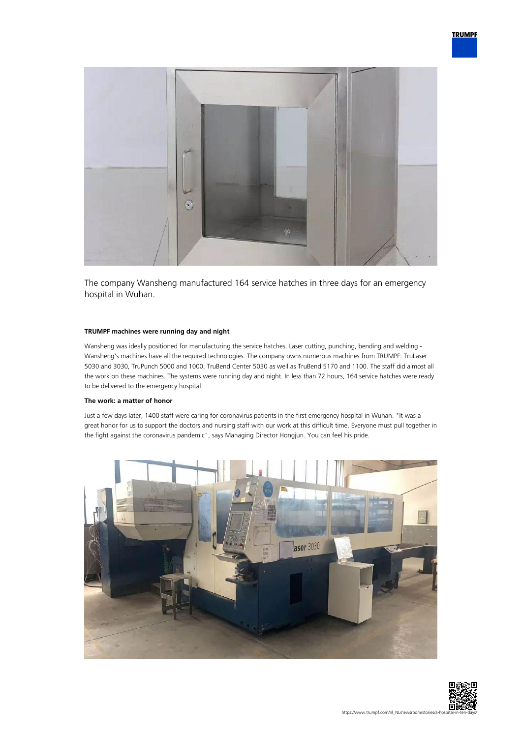The company Wansheng manufactured 164 service hatches in three days for an emergency hospital in Wuhan.

### TRUMPF machines were running day and night

Wansheng was ideally positioned for manufacturing the service hatches. Laser cutting, punching, bending and welding - Wansheng's machines have all the required technologies. The company owns numerous machines from TRUMPF: TruLaser 5030 and 3030, TruPunch 5000 and 1000, TruBend Center 5030 as well as TruBend 5170 and 1100. The staff did almost all the work on these machines. The systems were running day and night. In less than 72 hours, 164 service hatches were ready to be delivered to the emergency hospital.

### The work: a matter of honor

Just a few days later, 1400 staff were caring for coronavirus patients in the first emergency hospital in Wuhan. "It was a great honor for us to support the doctors and nursing staff with our work at this difficult time. Everyone must pull together in the fight against the coronavirus pandemic", says Managing Director Hongjun. You can feel his pride.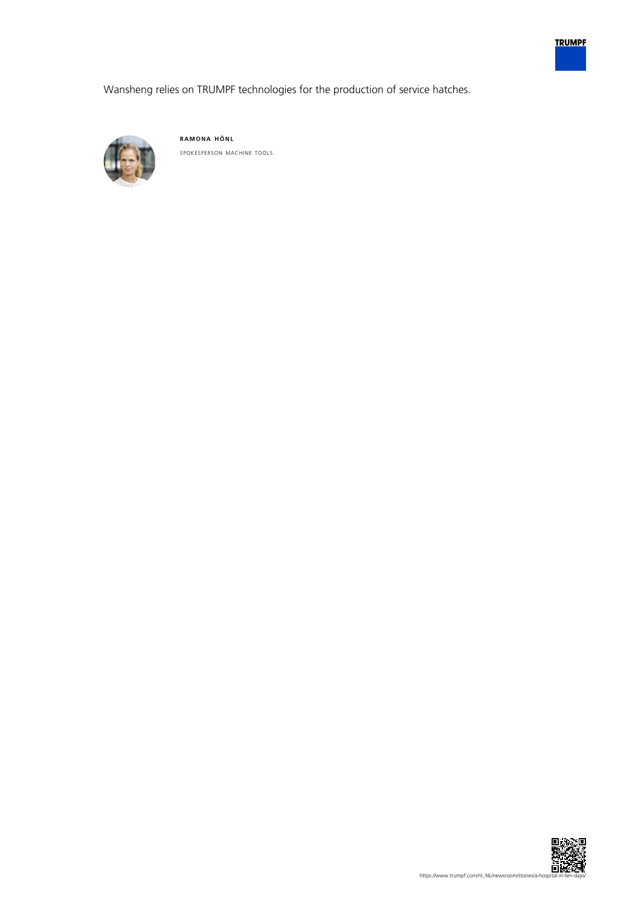Wansheng relies on TRUMPF technologies for the production of service hatches.

**RAMONA HÖNL**

SPOKESPERSON MACHINE TOOLS